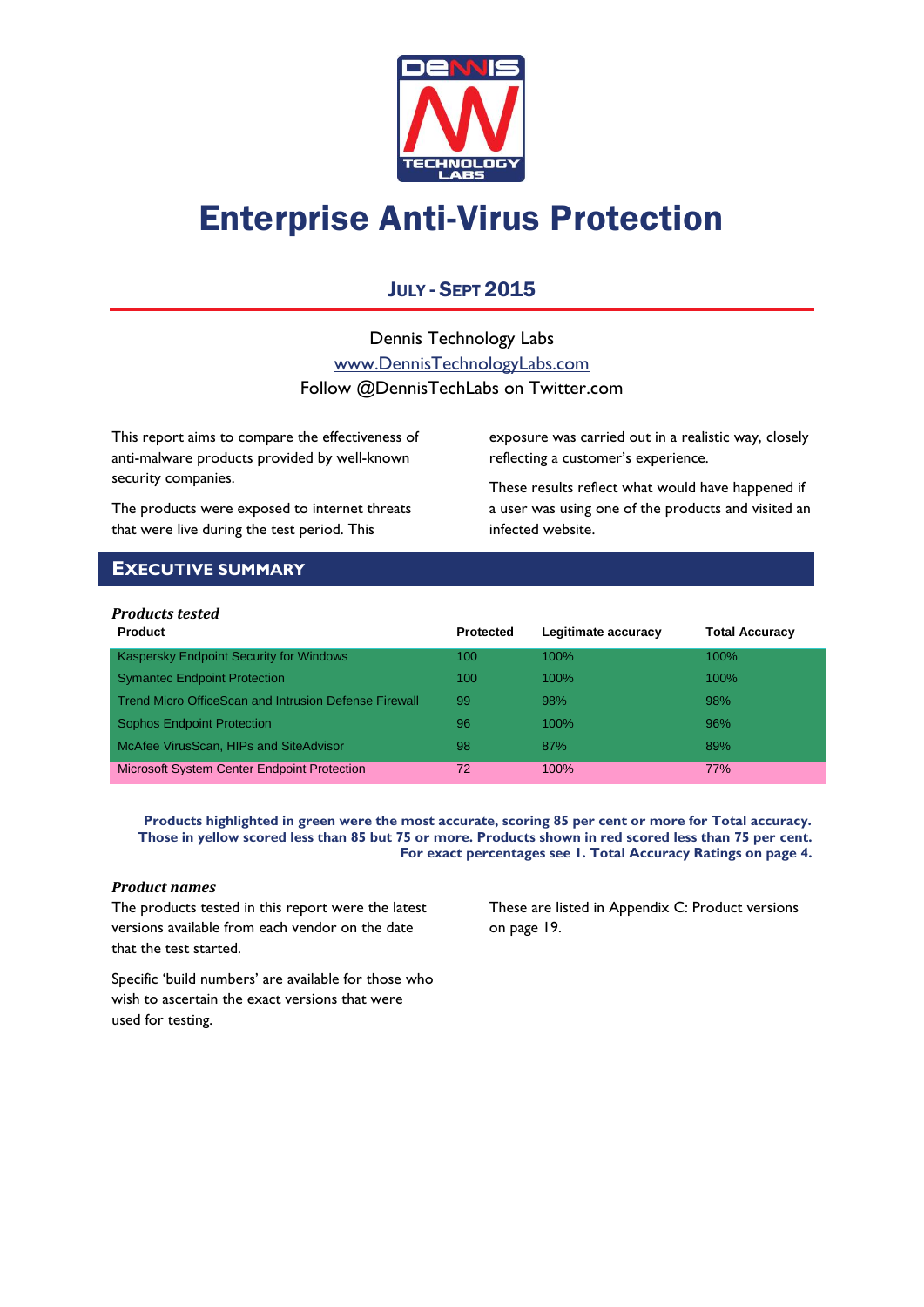# Enterprise Anti-Virus Protection

## JULY - SEPT 2015

Dennis Technology Labs

www.DennisTechnologyLabs.com

Follow @DennisTechLabs on Twitter.com

This report aims to compare the effectiveness of anti-malware products provided by well-known security companies.

The products were exposed to internet threats that were live during the test period. This exposure was carried out in a realistic way, closely reflecting a customer's experience.

These results reflect what would have happened if a user was using one of the products and visited an infected website.

## EXECUTIVE SUMMARY

*Products tested*

| Product | Protected | Legitimate accuracy | Total Accuracy |
|---|---|---|---|
| Kaspersky Endpoint Security for Windows | 100 | 100% | 100% |
| Symantec Endpoint Protection | 100 | 100% | 100% |
| Trend Micro OfficeScan and Intrusion Defense Firewall | 99 | 98% | 98% |
| Sophos Endpoint Protection | 96 | 100% | 96% |
| McAfee VirusScan, HIPs and SiteAdvisor | 98 | 87% | 89% |
| Microsoft System Center Endpoint Protection | 72 | 100% | 77% |

**Products highlighted in green were the most accurate, scoring 85 per cent or more for Total accuracy. Those in yellow scored less than 85 but 75 or more. Products shown in red scored less than 75 per cent. For exact percentages see 1. Total Accuracy Ratings on page 4.**

*Product names*

The products tested in this report were the latest versions available from each vendor on the date that the test started.

Specific 'build numbers' are available for those who wish to ascertain the exact versions that were used for testing.

These are listed in Appendix C: Product versions on page 19.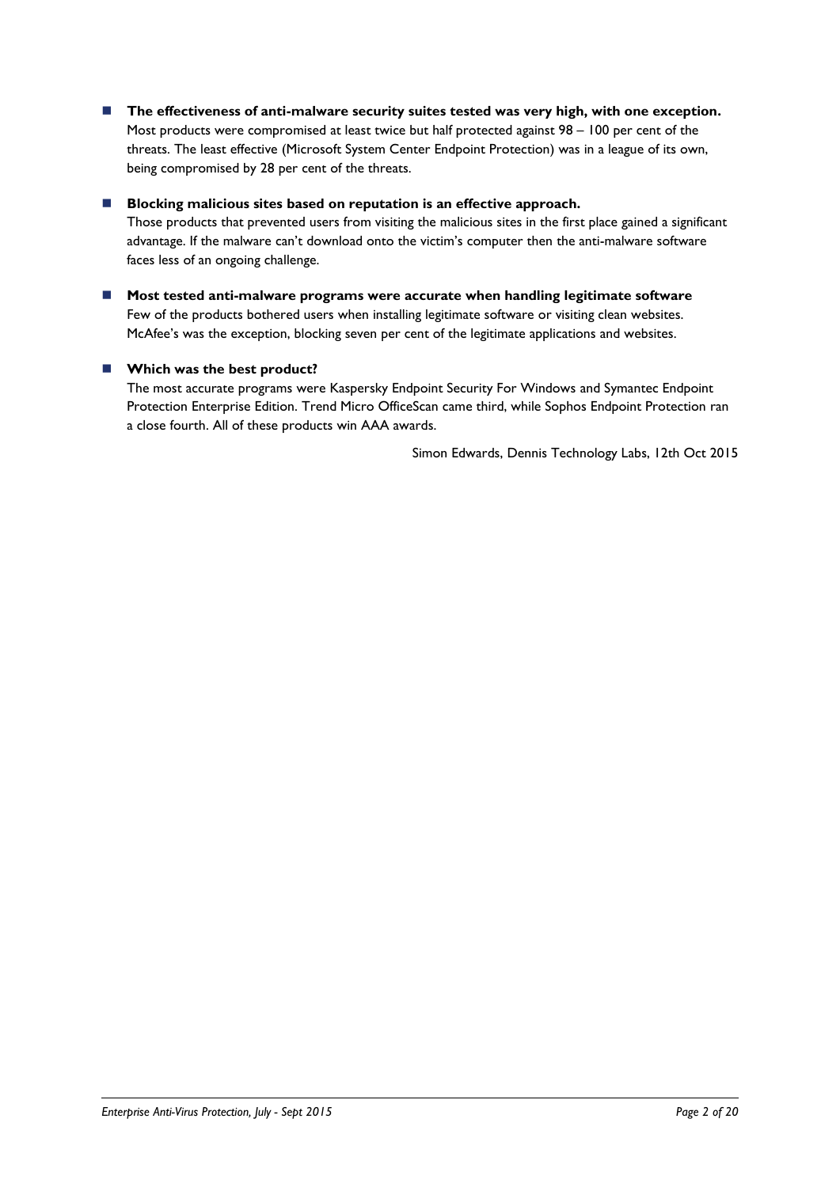- **The effectiveness of anti-malware security suites tested was very high, with one exception.**
  Most products were compromised at least twice but half protected against 98 – 100 per cent of the threats. The least effective (Microsoft System Center Endpoint Protection) was in a league of its own, being compromised by 28 per cent of the threats.

- **Blocking malicious sites based on reputation is an effective approach.**
  Those products that prevented users from visiting the malicious sites in the first place gained a significant advantage. If the malware can't download onto the victim's computer then the anti-malware software faces less of an ongoing challenge.

- **Most tested anti-malware programs were accurate when handling legitimate software**
  Few of the products bothered users when installing legitimate software or visiting clean websites. McAfee's was the exception, blocking seven per cent of the legitimate applications and websites.

- **Which was the best product?**
  The most accurate programs were Kaspersky Endpoint Security For Windows and Symantec Endpoint Protection Enterprise Edition. Trend Micro OfficeScan came third, while Sophos Endpoint Protection ran a close fourth. All of these products win AAA awards.

Simon Edwards, Dennis Technology Labs, 12th Oct 2015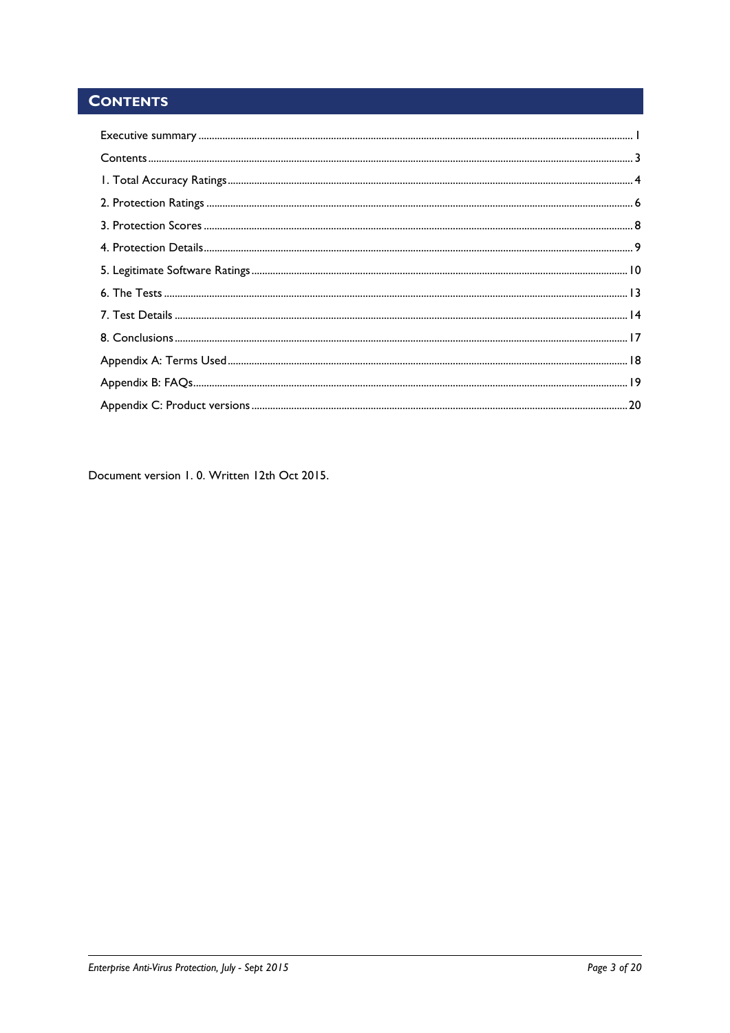# Contents

| | |
|---|---|
| Executive summary | 1 |
| Contents | 3 |
| 1. Total Accuracy Ratings | 4 |
| 2. Protection Ratings | 6 |
| 3. Protection Scores | 8 |
| 4. Protection Details | 9 |
| 5. Legitimate Software Ratings | 10 |
| 6. The Tests | 13 |
| 7. Test Details | 14 |
| 8. Conclusions | 17 |
| Appendix A: Terms Used | 18 |
| Appendix B: FAQs | 19 |
| Appendix C: Product versions | 20 |

Document version 1. 0. Written 12th Oct 2015.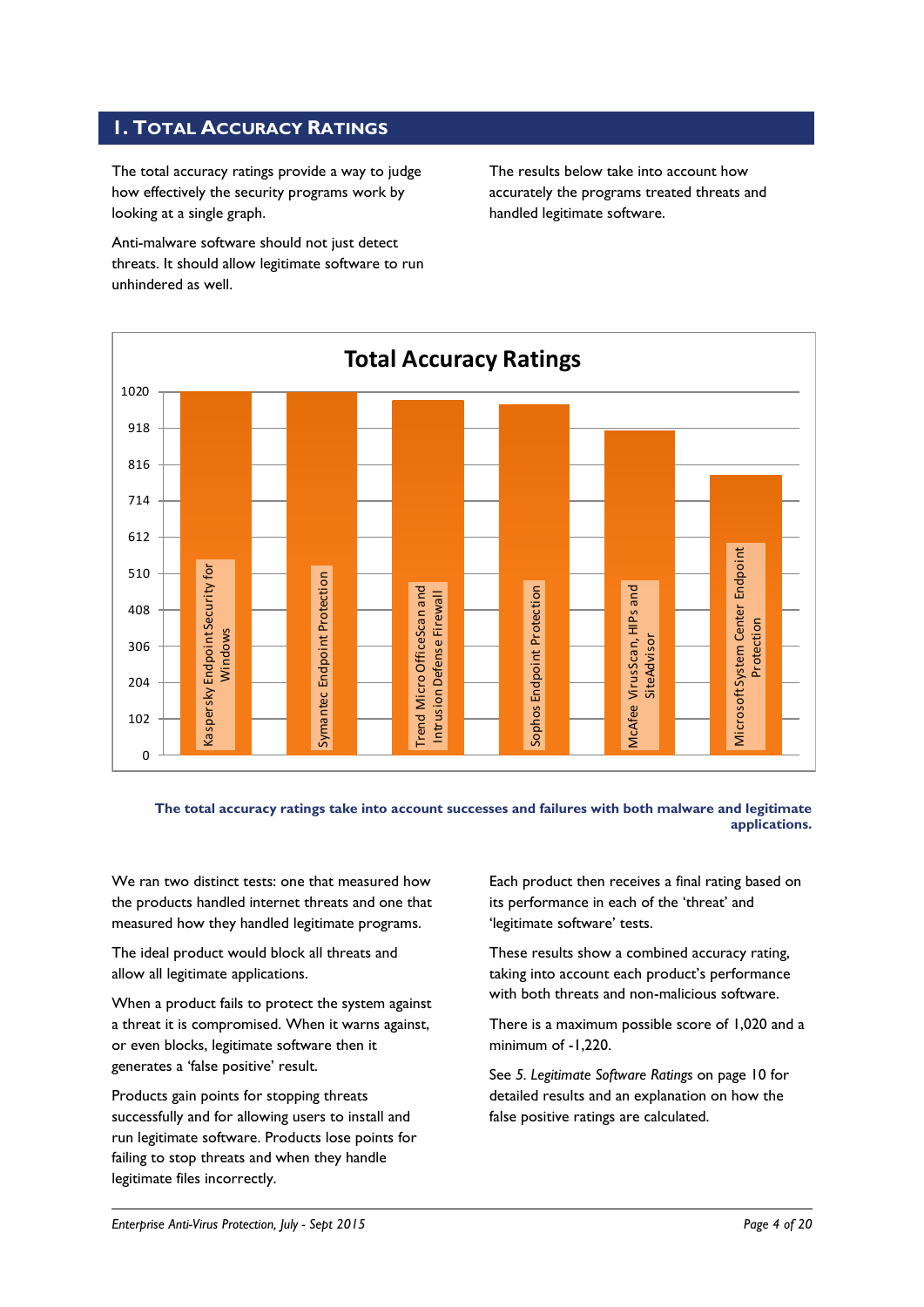# 1. Total Accuracy Ratings

The total accuracy ratings provide a way to judge how effectively the security programs work by looking at a single graph.

Anti-malware software should not just detect threats. It should allow legitimate software to run unhindered as well.

The results below take into account how accurately the programs treated threats and handled legitimate software.

**The total accuracy ratings take into account successes and failures with both malware and legitimate applications.**

We ran two distinct tests: one that measured how the products handled internet threats and one that measured how they handled legitimate programs.

The ideal product would block all threats and allow all legitimate applications.

When a product fails to protect the system against a threat it is compromised. When it warns against, or even blocks, legitimate software then it generates a 'false positive' result.

Products gain points for stopping threats successfully and for allowing users to install and run legitimate software. Products lose points for failing to stop threats and when they handle legitimate files incorrectly.

Each product then receives a final rating based on its performance in each of the 'threat' and 'legitimate software' tests.

These results show a combined accuracy rating, taking into account each product's performance with both threats and non-malicious software.

There is a maximum possible score of 1,020 and a minimum of -1,220.

See *5. Legitimate Software Ratings* on page 10 for detailed results and an explanation on how the false positive ratings are calculated.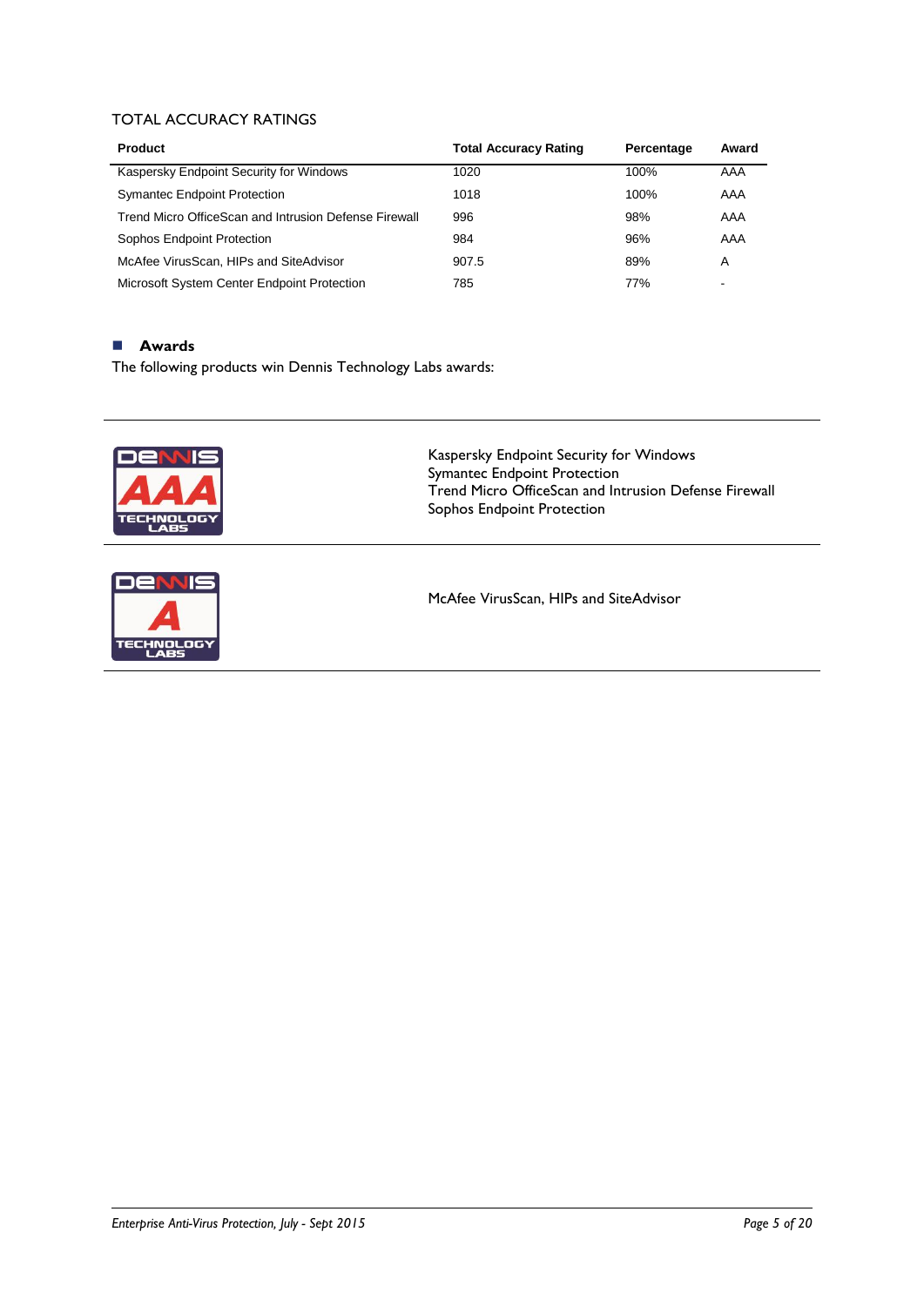## TOTAL ACCURACY RATINGS

| Product | Total Accuracy Rating | Percentage | Award |
|---|---|---|---|
| Kaspersky Endpoint Security for Windows | 1020 | 100% | AAA |
| Symantec Endpoint Protection | 1018 | 100% | AAA |
| Trend Micro OfficeScan and Intrusion Defense Firewall | 996 | 98% | AAA |
| Sophos Endpoint Protection | 984 | 96% | AAA |
| McAfee VirusScan, HIPs and SiteAdvisor | 907.5 | 89% | A |
| Microsoft System Center Endpoint Protection | 785 | 77% | - |

### Awards

The following products win Dennis Technology Labs awards:

| Award | Products |
|---|---|
| DENNIS AAA TECHNOLOGY LABS | Kaspersky Endpoint Security for Windows<br>Symantec Endpoint Protection<br>Trend Micro OfficeScan and Intrusion Defense Firewall<br>Sophos Endpoint Protection |
| DENNIS A TECHNOLOGY LABS | McAfee VirusScan, HIPs and SiteAdvisor |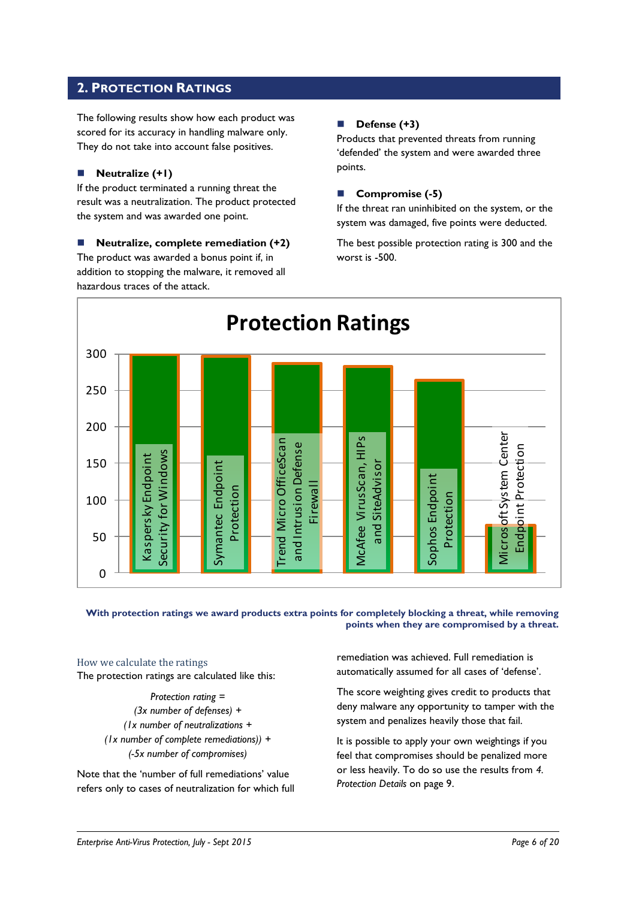## 2. Protection Ratings

The following results show how each product was scored for its accuracy in handling malware only. They do not take into account false positives.

- **Neutralize (+1)**

If the product terminated a running threat the result was a neutralization. The product protected the system and was awarded one point.

- **Neutralize, complete remediation (+2)**

The product was awarded a bonus point if, in addition to stopping the malware, it removed all hazardous traces of the attack.

- **Defense (+3)**

Products that prevented threats from running 'defended' the system and were awarded three points.

- **Compromise (-5)**

If the threat ran uninhibited on the system, or the system was damaged, five points were deducted.

The best possible protection rating is 300 and the worst is -500.

**Protection Ratings**

| Product | Protection Rating (approx.) |
|---|---|
| Kaspersky Endpoint Security for Windows | 300 |
| Symantec Endpoint Protection | 298 |
| Trend Micro OfficeScan and Intrusion Defense Firewall | 288 |
| McAfee VirusScan, HIPs and SiteAdvisor | 282 |
| Sophos Endpoint Protection | 263 |
| Microsoft System Center Endpoint Protection | 65 |

**With protection ratings we award products extra points for completely blocking a threat, while removing points when they are compromised by a threat.**

### How we calculate the ratings

The protection ratings are calculated like this:

*Protection rating =*
*(3x number of defenses) +*
*(1x number of neutralizations +*
*(1x number of complete remediations)) +*
*(-5x number of compromises)*

Note that the 'number of full remediations' value refers only to cases of neutralization for which full remediation was achieved. Full remediation is automatically assumed for all cases of 'defense'.

The score weighting gives credit to products that deny malware any opportunity to tamper with the system and penalizes heavily those that fail.

It is possible to apply your own weightings if you feel that compromises should be penalized more or less heavily. To do so use the results from *4. Protection Details* on page 9.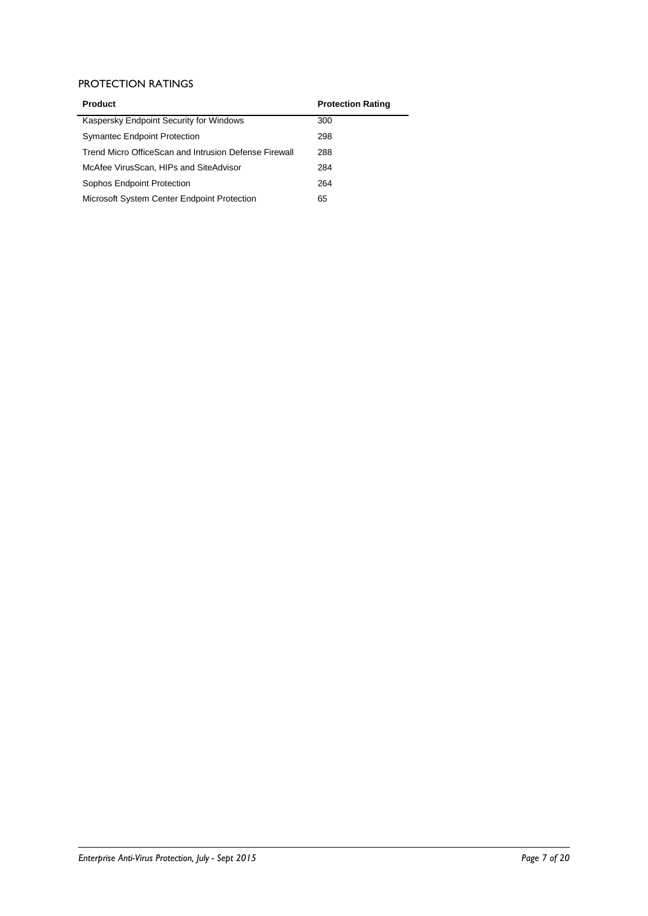## PROTECTION RATINGS

| Product | Protection Rating |
|---|---|
| Kaspersky Endpoint Security for Windows | 300 |
| Symantec Endpoint Protection | 298 |
| Trend Micro OfficeScan and Intrusion Defense Firewall | 288 |
| McAfee VirusScan, HIPs and SiteAdvisor | 284 |
| Sophos Endpoint Protection | 264 |
| Microsoft System Center Endpoint Protection | 65 |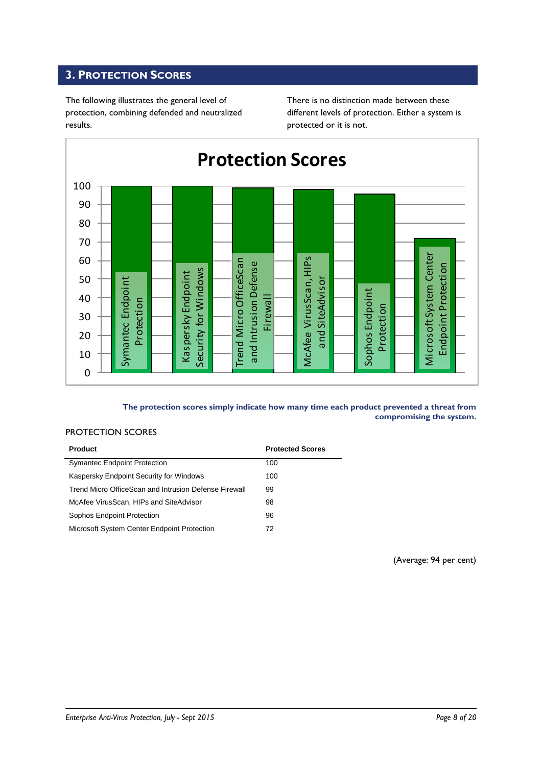## 3. Protection Scores

The following illustrates the general level of protection, combining defended and neutralized results.

There is no distinction made between these different levels of protection. Either a system is protected or it is not.

**The protection scores simply indicate how many time each product prevented a threat from compromising the system.**

PROTECTION SCORES

| Product | Protected Scores |
|---|---|
| Symantec Endpoint Protection | 100 |
| Kaspersky Endpoint Security for Windows | 100 |
| Trend Micro OfficeScan and Intrusion Defense Firewall | 99 |
| McAfee VirusScan, HIPs and SiteAdvisor | 98 |
| Sophos Endpoint Protection | 96 |
| Microsoft System Center Endpoint Protection | 72 |

(Average: 94 per cent)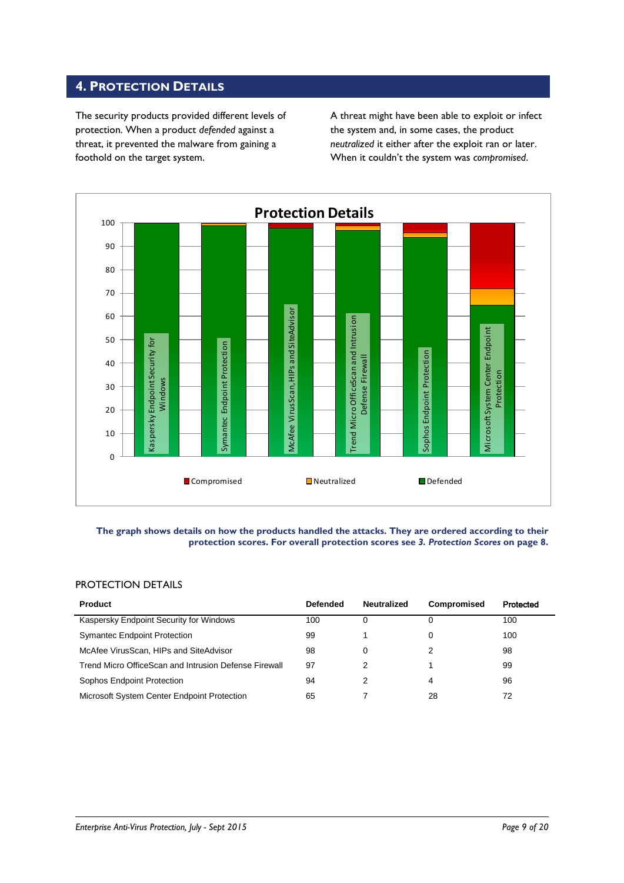## 4. Protection Details

The security products provided different levels of protection. When a product *defended* against a threat, it prevented the malware from gaining a foothold on the target system.

A threat might have been able to exploit or infect the system and, in some cases, the product *neutralized* it either after the exploit ran or later. When it couldn't the system was *compromised*.

**The graph shows details on how the products handled the attacks. They are ordered according to their protection scores. For overall protection scores see *3. Protection Scores* on page 8.**

PROTECTION DETAILS

| Product | Defended | Neutralized | Compromised | Protected |
|---|---|---|---|---|
| Kaspersky Endpoint Security for Windows | 100 | 0 | 0 | 100 |
| Symantec Endpoint Protection | 99 | 1 | 0 | 100 |
| McAfee VirusScan, HIPs and SiteAdvisor | 98 | 0 | 2 | 98 |
| Trend Micro OfficeScan and Intrusion Defense Firewall | 97 | 2 | 1 | 99 |
| Sophos Endpoint Protection | 94 | 2 | 4 | 96 |
| Microsoft System Center Endpoint Protection | 65 | 7 | 28 | 72 |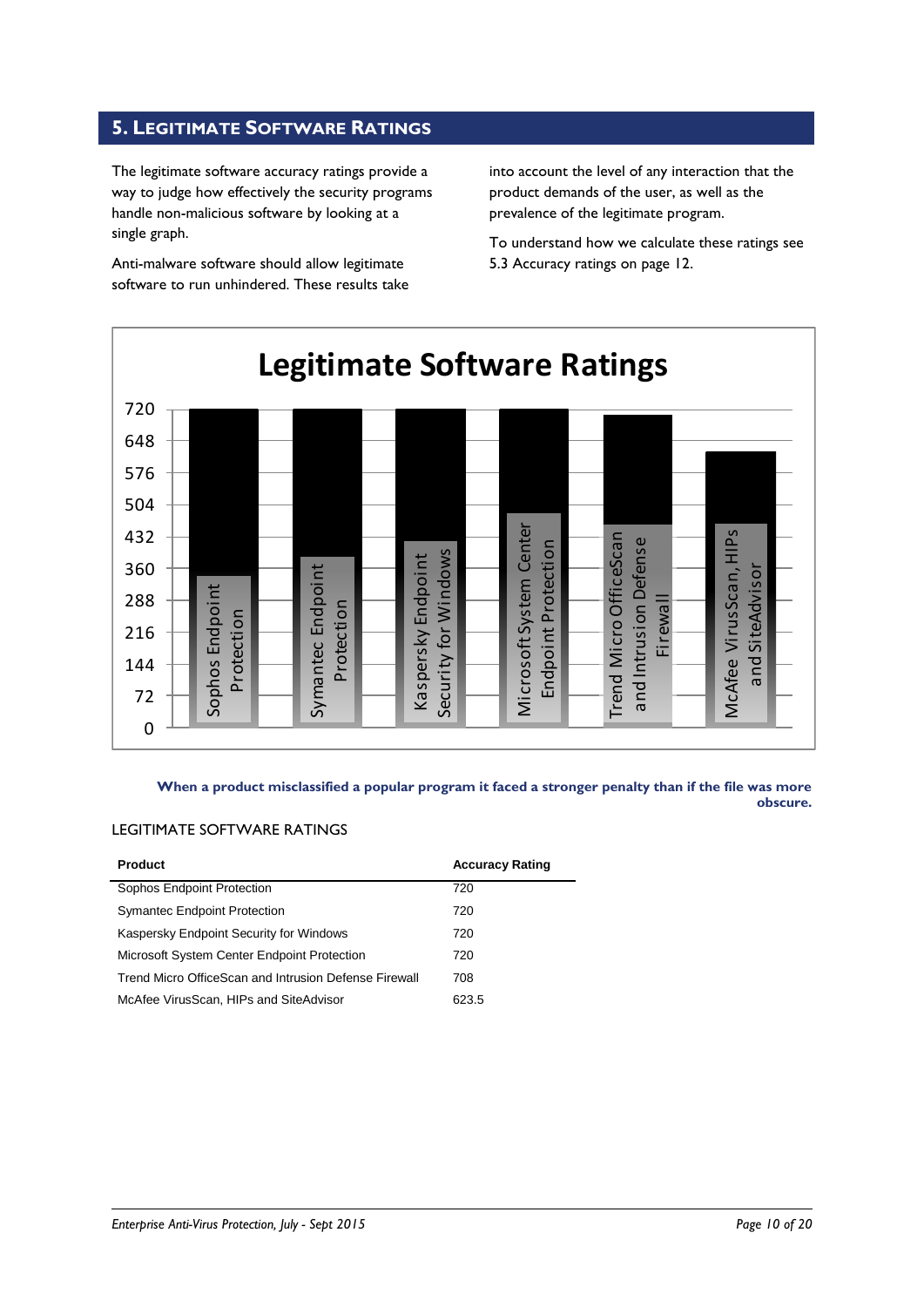## 5. Legitimate Software Ratings

The legitimate software accuracy ratings provide a way to judge how effectively the security programs handle non-malicious software by looking at a single graph.

Anti-malware software should allow legitimate software to run unhindered. These results take into account the level of any interaction that the product demands of the user, as well as the prevalence of the legitimate program.

To understand how we calculate these ratings see 5.3 Accuracy ratings on page 12.

**When a product misclassified a popular program it faced a stronger penalty than if the file was more obscure.**

LEGITIMATE SOFTWARE RATINGS

| Product | Accuracy Rating |
|---|---|
| Sophos Endpoint Protection | 720 |
| Symantec Endpoint Protection | 720 |
| Kaspersky Endpoint Security for Windows | 720 |
| Microsoft System Center Endpoint Protection | 720 |
| Trend Micro OfficeScan and Intrusion Defense Firewall | 708 |
| McAfee VirusScan, HIPs and SiteAdvisor | 623.5 |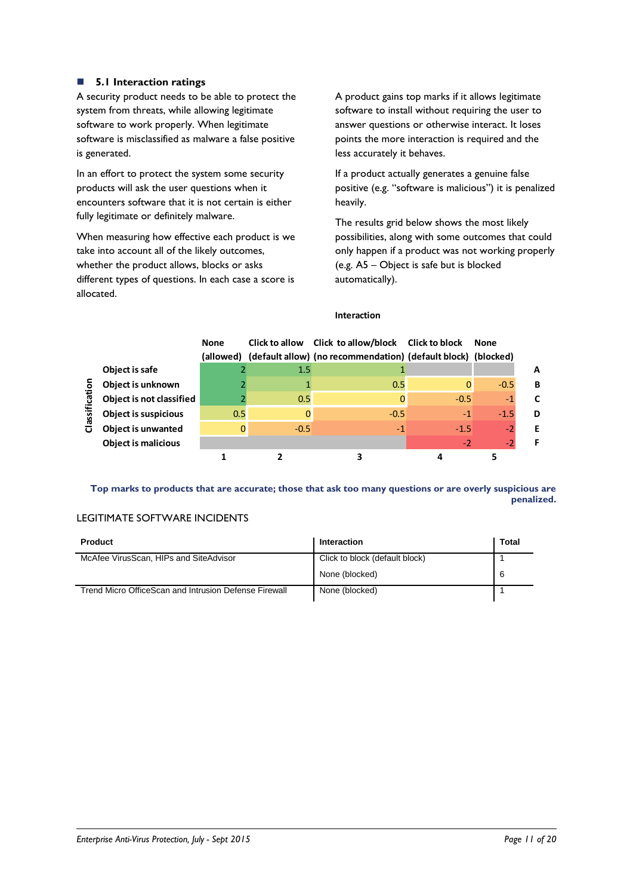## 5.1 Interaction ratings

A security product needs to be able to protect the system from threats, while allowing legitimate software to work properly. When legitimate software is misclassified as malware a false positive is generated.

In an effort to protect the system some security products will ask the user questions when it encounters software that it is not certain is either fully legitimate or definitely malware.

When measuring how effective each product is we take into account all of the likely outcomes, whether the product allows, blocks or asks different types of questions. In each case a score is allocated.

A product gains top marks if it allows legitimate software to install without requiring the user to answer questions or otherwise interact. It loses points the more interaction is required and the less accurately it behaves.

If a product actually generates a genuine false positive (e.g. "software is malicious") it is penalized heavily.

The results grid below shows the most likely possibilities, along with some outcomes that could only happen if a product was not working properly (e.g. A5 – Object is safe but is blocked automatically).

**Interaction**

| Classification | None (allowed) | Click to allow (default allow) | Click to allow/block (no recommendation) | Click to block (default block) | None (blocked) | |
|---|---|---|---|---|---|---|
| Object is safe | 2 | 1.5 | 1 | | | A |
| Object is unknown | 2 | 1 | 0.5 | 0 | -0.5 | B |
| Object is not classified | 2 | 0.5 | 0 | -0.5 | -1 | C |
| Object is suspicious | 0.5 | 0 | -0.5 | -1 | -1.5 | D |
| Object is unwanted | 0 | -0.5 | -1 | -1.5 | -2 | E |
| Object is malicious | | | | -2 | -2 | F |
| | 1 | 2 | 3 | 4 | 5 | |

**Top marks to products that are accurate; those that ask too many questions or are overly suspicious are penalized.**

LEGITIMATE SOFTWARE INCIDENTS

| Product | Interaction | Total |
|---|---|---|
| McAfee VirusScan, HIPs and SiteAdvisor | Click to block (default block) | 1 |
| | None (blocked) | 6 |
| Trend Micro OfficeScan and Intrusion Defense Firewall | None (blocked) | 1 |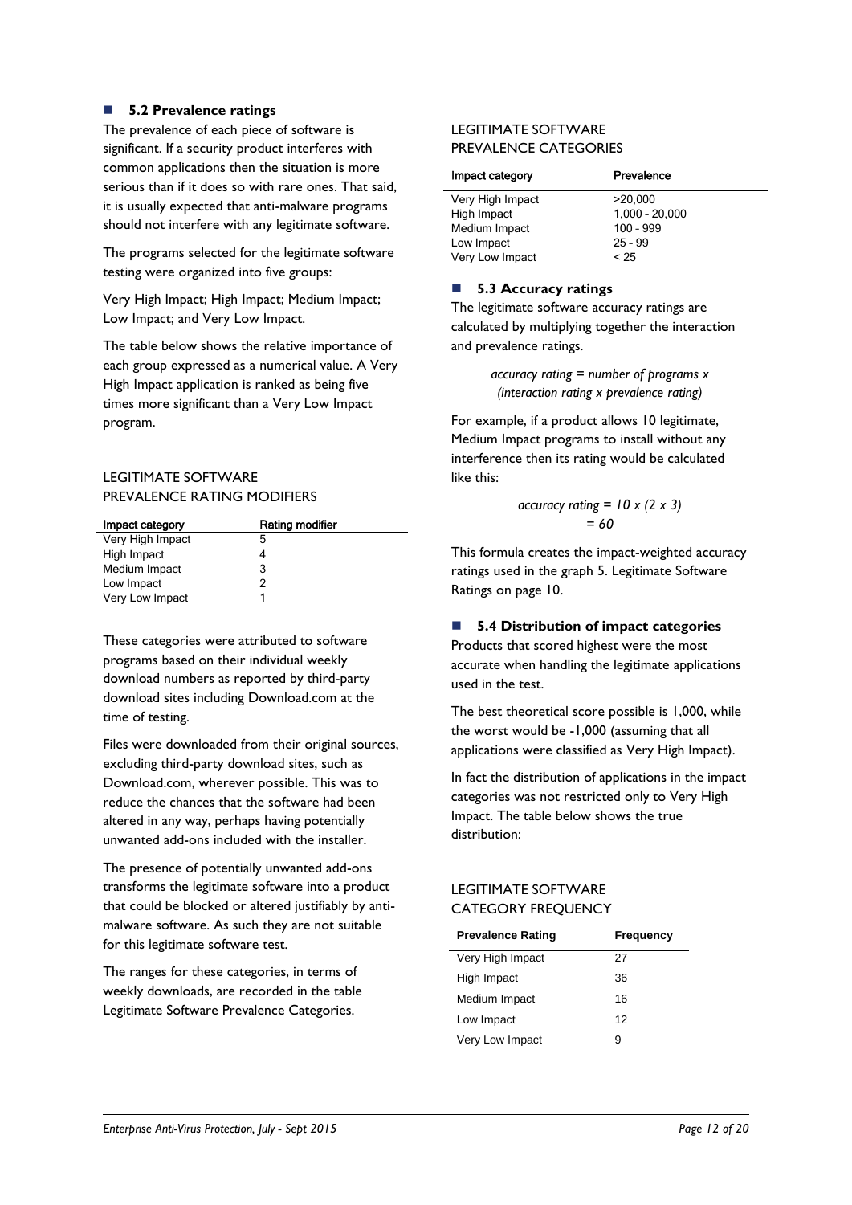## 5.2 Prevalence ratings

The prevalence of each piece of software is significant. If a security product interferes with common applications then the situation is more serious than if it does so with rare ones. That said, it is usually expected that anti-malware programs should not interfere with any legitimate software.

The programs selected for the legitimate software testing were organized into five groups:

Very High Impact; High Impact; Medium Impact; Low Impact; and Very Low Impact.

The table below shows the relative importance of each group expressed as a numerical value. A Very High Impact application is ranked as being five times more significant than a Very Low Impact program.

LEGITIMATE SOFTWARE PREVALENCE RATING MODIFIERS

| Impact category | Rating modifier |
|---|---|
| Very High Impact | 5 |
| High Impact | 4 |
| Medium Impact | 3 |
| Low Impact | 2 |
| Very Low Impact | 1 |

These categories were attributed to software programs based on their individual weekly download numbers as reported by third-party download sites including Download.com at the time of testing.

Files were downloaded from their original sources, excluding third-party download sites, such as Download.com, wherever possible. This was to reduce the chances that the software had been altered in any way, perhaps having potentially unwanted add-ons included with the installer.

The presence of potentially unwanted add-ons transforms the legitimate software into a product that could be blocked or altered justifiably by anti-malware software. As such they are not suitable for this legitimate software test.

The ranges for these categories, in terms of weekly downloads, are recorded in the table Legitimate Software Prevalence Categories.

LEGITIMATE SOFTWARE PREVALENCE CATEGORIES

| Impact category | Prevalence |
|---|---|
| Very High Impact | >20,000 |
| High Impact | 1,000 - 20,000 |
| Medium Impact | 100 - 999 |
| Low Impact | 25 - 99 |
| Very Low Impact | < 25 |

## 5.3 Accuracy ratings

The legitimate software accuracy ratings are calculated by multiplying together the interaction and prevalence ratings.

*accuracy rating = number of programs x (interaction rating x prevalence rating)*

For example, if a product allows 10 legitimate, Medium Impact programs to install without any interference then its rating would be calculated like this:

*accuracy rating = 10 x (2 x 3)*
*= 60*

This formula creates the impact-weighted accuracy ratings used in the graph 5. Legitimate Software Ratings on page 10.

## 5.4 Distribution of impact categories

Products that scored highest were the most accurate when handling the legitimate applications used in the test.

The best theoretical score possible is 1,000, while the worst would be -1,000 (assuming that all applications were classified as Very High Impact).

In fact the distribution of applications in the impact categories was not restricted only to Very High Impact. The table below shows the true distribution:

LEGITIMATE SOFTWARE CATEGORY FREQUENCY

| Prevalence Rating | Frequency |
|---|---|
| Very High Impact | 27 |
| High Impact | 36 |
| Medium Impact | 16 |
| Low Impact | 12 |
| Very Low Impact | 9 |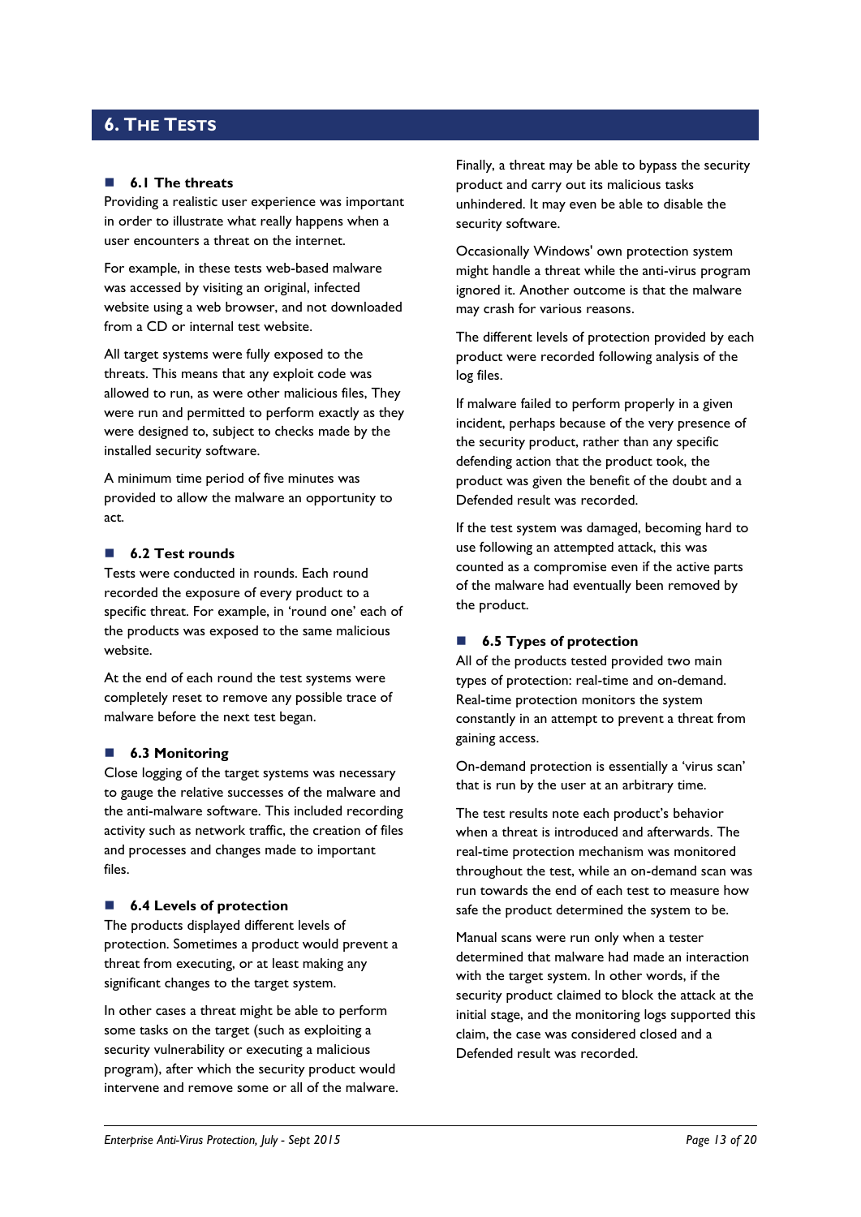# 6. The Tests

## 6.1 The threats

Providing a realistic user experience was important in order to illustrate what really happens when a user encounters a threat on the internet.

For example, in these tests web-based malware was accessed by visiting an original, infected website using a web browser, and not downloaded from a CD or internal test website.

All target systems were fully exposed to the threats. This means that any exploit code was allowed to run, as were other malicious files, They were run and permitted to perform exactly as they were designed to, subject to checks made by the installed security software.

A minimum time period of five minutes was provided to allow the malware an opportunity to act.

## 6.2 Test rounds

Tests were conducted in rounds. Each round recorded the exposure of every product to a specific threat. For example, in 'round one' each of the products was exposed to the same malicious website.

At the end of each round the test systems were completely reset to remove any possible trace of malware before the next test began.

## 6.3 Monitoring

Close logging of the target systems was necessary to gauge the relative successes of the malware and the anti-malware software. This included recording activity such as network traffic, the creation of files and processes and changes made to important files.

## 6.4 Levels of protection

The products displayed different levels of protection. Sometimes a product would prevent a threat from executing, or at least making any significant changes to the target system.

In other cases a threat might be able to perform some tasks on the target (such as exploiting a security vulnerability or executing a malicious program), after which the security product would intervene and remove some or all of the malware.

Finally, a threat may be able to bypass the security product and carry out its malicious tasks unhindered. It may even be able to disable the security software.

Occasionally Windows' own protection system might handle a threat while the anti-virus program ignored it. Another outcome is that the malware may crash for various reasons.

The different levels of protection provided by each product were recorded following analysis of the log files.

If malware failed to perform properly in a given incident, perhaps because of the very presence of the security product, rather than any specific defending action that the product took, the product was given the benefit of the doubt and a Defended result was recorded.

If the test system was damaged, becoming hard to use following an attempted attack, this was counted as a compromise even if the active parts of the malware had eventually been removed by the product.

## 6.5 Types of protection

All of the products tested provided two main types of protection: real-time and on-demand. Real-time protection monitors the system constantly in an attempt to prevent a threat from gaining access.

On-demand protection is essentially a 'virus scan' that is run by the user at an arbitrary time.

The test results note each product's behavior when a threat is introduced and afterwards. The real-time protection mechanism was monitored throughout the test, while an on-demand scan was run towards the end of each test to measure how safe the product determined the system to be.

Manual scans were run only when a tester determined that malware had made an interaction with the target system. In other words, if the security product claimed to block the attack at the initial stage, and the monitoring logs supported this claim, the case was considered closed and a Defended result was recorded.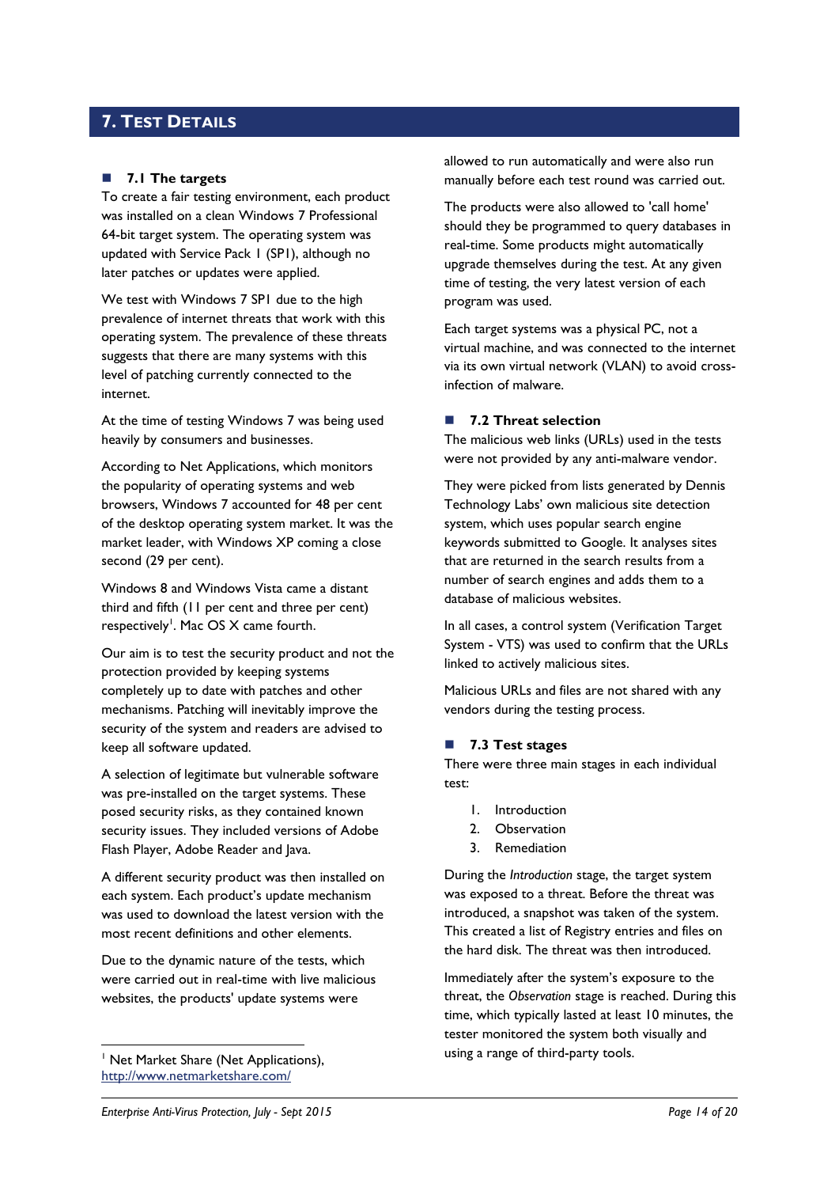# 7. Test Details

## 7.1 The targets

To create a fair testing environment, each product was installed on a clean Windows 7 Professional 64-bit target system. The operating system was updated with Service Pack 1 (SP1), although no later patches or updates were applied.

We test with Windows 7 SP1 due to the high prevalence of internet threats that work with this operating system. The prevalence of these threats suggests that there are many systems with this level of patching currently connected to the internet.

At the time of testing Windows 7 was being used heavily by consumers and businesses.

According to Net Applications, which monitors the popularity of operating systems and web browsers, Windows 7 accounted for 48 per cent of the desktop operating system market. It was the market leader, with Windows XP coming a close second (29 per cent).

Windows 8 and Windows Vista came a distant third and fifth (11 per cent and three per cent) respectively[1]. Mac OS X came fourth.

Our aim is to test the security product and not the protection provided by keeping systems completely up to date with patches and other mechanisms. Patching will inevitably improve the security of the system and readers are advised to keep all software updated.

A selection of legitimate but vulnerable software was pre-installed on the target systems. These posed security risks, as they contained known security issues. They included versions of Adobe Flash Player, Adobe Reader and Java.

A different security product was then installed on each system. Each product's update mechanism was used to download the latest version with the most recent definitions and other elements.

Due to the dynamic nature of the tests, which were carried out in real-time with live malicious websites, the products' update systems were allowed to run automatically and were also run manually before each test round was carried out.

The products were also allowed to 'call home' should they be programmed to query databases in real-time. Some products might automatically upgrade themselves during the test. At any given time of testing, the very latest version of each program was used.

Each target systems was a physical PC, not a virtual machine, and was connected to the internet via its own virtual network (VLAN) to avoid cross-infection of malware.

## 7.2 Threat selection

The malicious web links (URLs) used in the tests were not provided by any anti-malware vendor.

They were picked from lists generated by Dennis Technology Labs' own malicious site detection system, which uses popular search engine keywords submitted to Google. It analyses sites that are returned in the search results from a number of search engines and adds them to a database of malicious websites.

In all cases, a control system (Verification Target System - VTS) was used to confirm that the URLs linked to actively malicious sites.

Malicious URLs and files are not shared with any vendors during the testing process.

## 7.3 Test stages

There were three main stages in each individual test:

1. Introduction
2. Observation
3. Remediation

During the *Introduction* stage, the target system was exposed to a threat. Before the threat was introduced, a snapshot was taken of the system. This created a list of Registry entries and files on the hard disk. The threat was then introduced.

Immediately after the system's exposure to the threat, the *Observation* stage is reached. During this time, which typically lasted at least 10 minutes, the tester monitored the system both visually and using a range of third-party tools.

---

[1] Net Market Share (Net Applications), http://www.netmarketshare.com/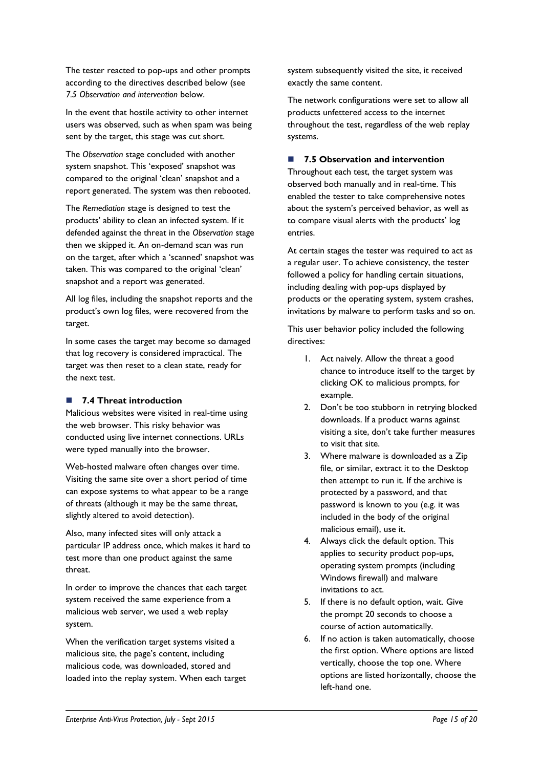The tester reacted to pop-ups and other prompts according to the directives described below (see *7.5 Observation and intervention* below.

In the event that hostile activity to other internet users was observed, such as when spam was being sent by the target, this stage was cut short.

The *Observation* stage concluded with another system snapshot. This 'exposed' snapshot was compared to the original 'clean' snapshot and a report generated. The system was then rebooted.

The *Remediation* stage is designed to test the products' ability to clean an infected system. If it defended against the threat in the *Observation* stage then we skipped it. An on-demand scan was run on the target, after which a 'scanned' snapshot was taken. This was compared to the original 'clean' snapshot and a report was generated.

All log files, including the snapshot reports and the product's own log files, were recovered from the target.

In some cases the target may become so damaged that log recovery is considered impractical. The target was then reset to a clean state, ready for the next test.

### 7.4 Threat introduction

Malicious websites were visited in real-time using the web browser. This risky behavior was conducted using live internet connections. URLs were typed manually into the browser.

Web-hosted malware often changes over time. Visiting the same site over a short period of time can expose systems to what appear to be a range of threats (although it may be the same threat, slightly altered to avoid detection).

Also, many infected sites will only attack a particular IP address once, which makes it hard to test more than one product against the same threat.

In order to improve the chances that each target system received the same experience from a malicious web server, we used a web replay system.

When the verification target systems visited a malicious site, the page's content, including malicious code, was downloaded, stored and loaded into the replay system. When each target system subsequently visited the site, it received exactly the same content.

The network configurations were set to allow all products unfettered access to the internet throughout the test, regardless of the web replay systems.

### 7.5 Observation and intervention

Throughout each test, the target system was observed both manually and in real-time. This enabled the tester to take comprehensive notes about the system's perceived behavior, as well as to compare visual alerts with the products' log entries.

At certain stages the tester was required to act as a regular user. To achieve consistency, the tester followed a policy for handling certain situations, including dealing with pop-ups displayed by products or the operating system, system crashes, invitations by malware to perform tasks and so on.

This user behavior policy included the following directives:

1. Act naively. Allow the threat a good chance to introduce itself to the target by clicking OK to malicious prompts, for example.
2. Don't be too stubborn in retrying blocked downloads. If a product warns against visiting a site, don't take further measures to visit that site.
3. Where malware is downloaded as a Zip file, or similar, extract it to the Desktop then attempt to run it. If the archive is protected by a password, and that password is known to you (e.g. it was included in the body of the original malicious email), use it.
4. Always click the default option. This applies to security product pop-ups, operating system prompts (including Windows firewall) and malware invitations to act.
5. If there is no default option, wait. Give the prompt 20 seconds to choose a course of action automatically.
6. If no action is taken automatically, choose the first option. Where options are listed vertically, choose the top one. Where options are listed horizontally, choose the left-hand one.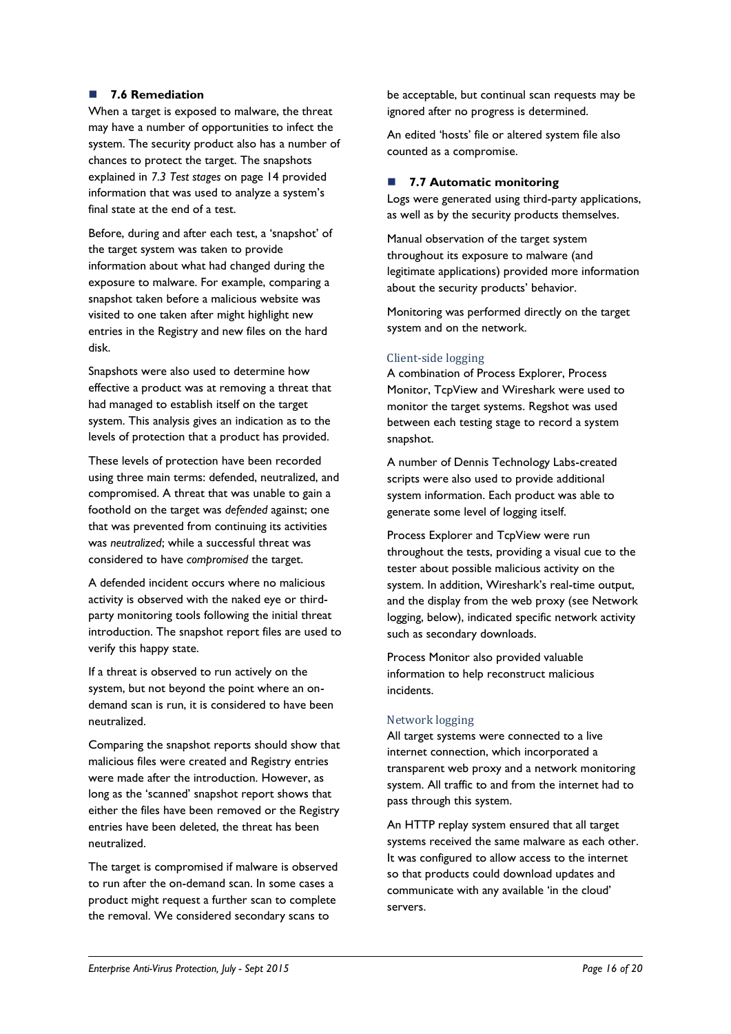## 7.6 Remediation

When a target is exposed to malware, the threat may have a number of opportunities to infect the system. The security product also has a number of chances to protect the target. The snapshots explained in *7.3 Test stages* on page 14 provided information that was used to analyze a system's final state at the end of a test.

Before, during and after each test, a 'snapshot' of the target system was taken to provide information about what had changed during the exposure to malware. For example, comparing a snapshot taken before a malicious website was visited to one taken after might highlight new entries in the Registry and new files on the hard disk.

Snapshots were also used to determine how effective a product was at removing a threat that had managed to establish itself on the target system. This analysis gives an indication as to the levels of protection that a product has provided.

These levels of protection have been recorded using three main terms: defended, neutralized, and compromised. A threat that was unable to gain a foothold on the target was *defended* against; one that was prevented from continuing its activities was *neutralized*; while a successful threat was considered to have *compromised* the target.

A defended incident occurs where no malicious activity is observed with the naked eye or third-party monitoring tools following the initial threat introduction. The snapshot report files are used to verify this happy state.

If a threat is observed to run actively on the system, but not beyond the point where an on-demand scan is run, it is considered to have been neutralized.

Comparing the snapshot reports should show that malicious files were created and Registry entries were made after the introduction. However, as long as the 'scanned' snapshot report shows that either the files have been removed or the Registry entries have been deleted, the threat has been neutralized.

The target is compromised if malware is observed to run after the on-demand scan. In some cases a product might request a further scan to complete the removal. We considered secondary scans to be acceptable, but continual scan requests may be ignored after no progress is determined.

An edited 'hosts' file or altered system file also counted as a compromise.

## 7.7 Automatic monitoring

Logs were generated using third-party applications, as well as by the security products themselves.

Manual observation of the target system throughout its exposure to malware (and legitimate applications) provided more information about the security products' behavior.

Monitoring was performed directly on the target system and on the network.

### Client-side logging

A combination of Process Explorer, Process Monitor, TcpView and Wireshark were used to monitor the target systems. Regshot was used between each testing stage to record a system snapshot.

A number of Dennis Technology Labs-created scripts were also used to provide additional system information. Each product was able to generate some level of logging itself.

Process Explorer and TcpView were run throughout the tests, providing a visual cue to the tester about possible malicious activity on the system. In addition, Wireshark's real-time output, and the display from the web proxy (see Network logging, below), indicated specific network activity such as secondary downloads.

Process Monitor also provided valuable information to help reconstruct malicious incidents.

### Network logging

All target systems were connected to a live internet connection, which incorporated a transparent web proxy and a network monitoring system. All traffic to and from the internet had to pass through this system.

An HTTP replay system ensured that all target systems received the same malware as each other. It was configured to allow access to the internet so that products could download updates and communicate with any available 'in the cloud' servers.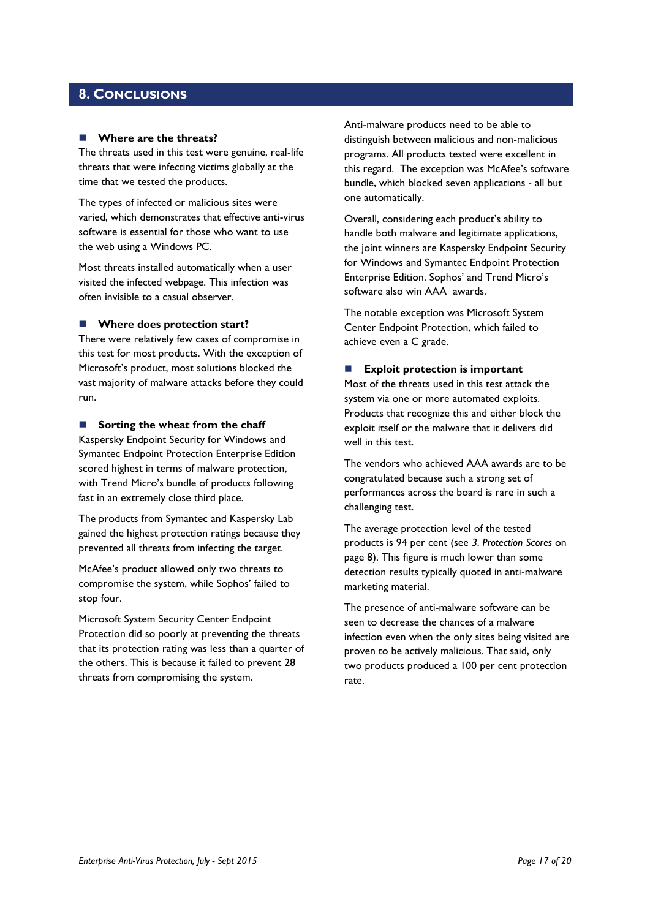## 8. Conclusions

### Where are the threats?

The threats used in this test were genuine, real-life threats that were infecting victims globally at the time that we tested the products.

The types of infected or malicious sites were varied, which demonstrates that effective anti-virus software is essential for those who want to use the web using a Windows PC.

Most threats installed automatically when a user visited the infected webpage. This infection was often invisible to a casual observer.

### Where does protection start?

There were relatively few cases of compromise in this test for most products. With the exception of Microsoft's product, most solutions blocked the vast majority of malware attacks before they could run.

### Sorting the wheat from the chaff

Kaspersky Endpoint Security for Windows and Symantec Endpoint Protection Enterprise Edition scored highest in terms of malware protection, with Trend Micro's bundle of products following fast in an extremely close third place.

The products from Symantec and Kaspersky Lab gained the highest protection ratings because they prevented all threats from infecting the target.

McAfee's product allowed only two threats to compromise the system, while Sophos' failed to stop four.

Microsoft System Security Center Endpoint Protection did so poorly at preventing the threats that its protection rating was less than a quarter of the others. This is because it failed to prevent 28 threats from compromising the system.

Anti-malware products need to be able to distinguish between malicious and non-malicious programs. All products tested were excellent in this regard. The exception was McAfee's software bundle, which blocked seven applications - all but one automatically.

Overall, considering each product's ability to handle both malware and legitimate applications, the joint winners are Kaspersky Endpoint Security for Windows and Symantec Endpoint Protection Enterprise Edition. Sophos' and Trend Micro's software also win AAA awards.

The notable exception was Microsoft System Center Endpoint Protection, which failed to achieve even a C grade.

### Exploit protection is important

Most of the threats used in this test attack the system via one or more automated exploits. Products that recognize this and either block the exploit itself or the malware that it delivers did well in this test.

The vendors who achieved AAA awards are to be congratulated because such a strong set of performances across the board is rare in such a challenging test.

The average protection level of the tested products is 94 per cent (see *3. Protection Scores* on page 8). This figure is much lower than some detection results typically quoted in anti-malware marketing material.

The presence of anti-malware software can be seen to decrease the chances of a malware infection even when the only sites being visited are proven to be actively malicious. That said, only two products produced a 100 per cent protection rate.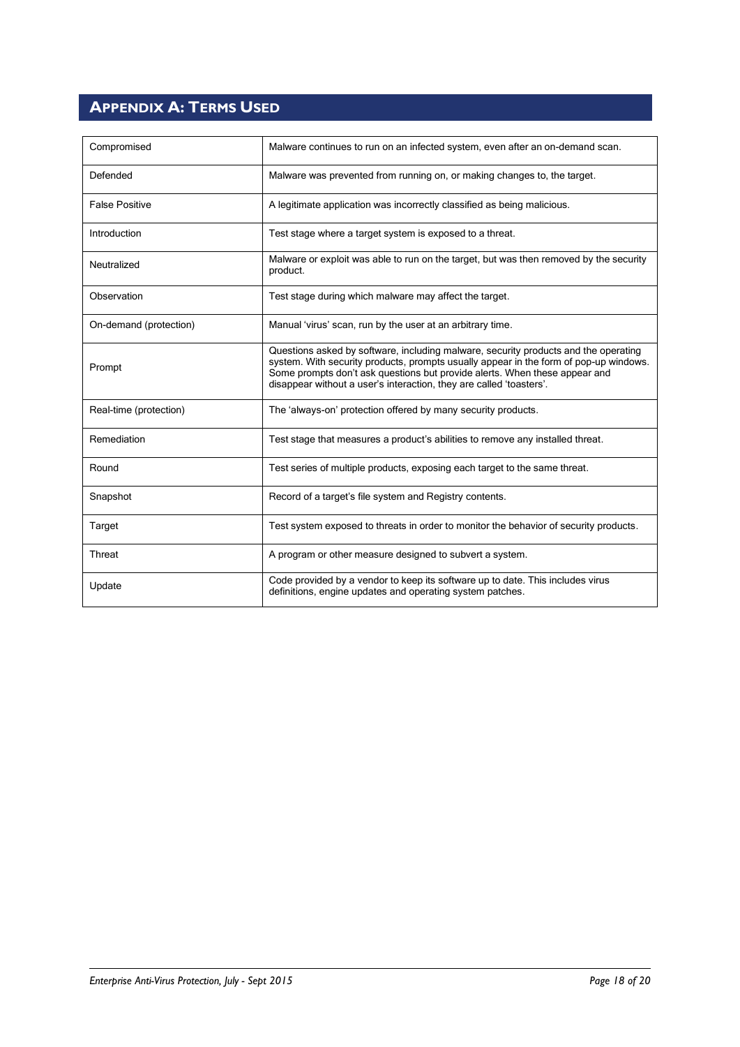## Appendix A: Terms Used

| Term | Definition |
|---|---|
| Compromised | Malware continues to run on an infected system, even after an on-demand scan. |
| Defended | Malware was prevented from running on, or making changes to, the target. |
| False Positive | A legitimate application was incorrectly classified as being malicious. |
| Introduction | Test stage where a target system is exposed to a threat. |
| Neutralized | Malware or exploit was able to run on the target, but was then removed by the security product. |
| Observation | Test stage during which malware may affect the target. |
| On-demand (protection) | Manual 'virus' scan, run by the user at an arbitrary time. |
| Prompt | Questions asked by software, including malware, security products and the operating system. With security products, prompts usually appear in the form of pop-up windows. Some prompts don't ask questions but provide alerts. When these appear and disappear without a user's interaction, they are called 'toasters'. |
| Real-time (protection) | The 'always-on' protection offered by many security products. |
| Remediation | Test stage that measures a product's abilities to remove any installed threat. |
| Round | Test series of multiple products, exposing each target to the same threat. |
| Snapshot | Record of a target's file system and Registry contents. |
| Target | Test system exposed to threats in order to monitor the behavior of security products. |
| Threat | A program or other measure designed to subvert a system. |
| Update | Code provided by a vendor to keep its software up to date. This includes virus definitions, engine updates and operating system patches. |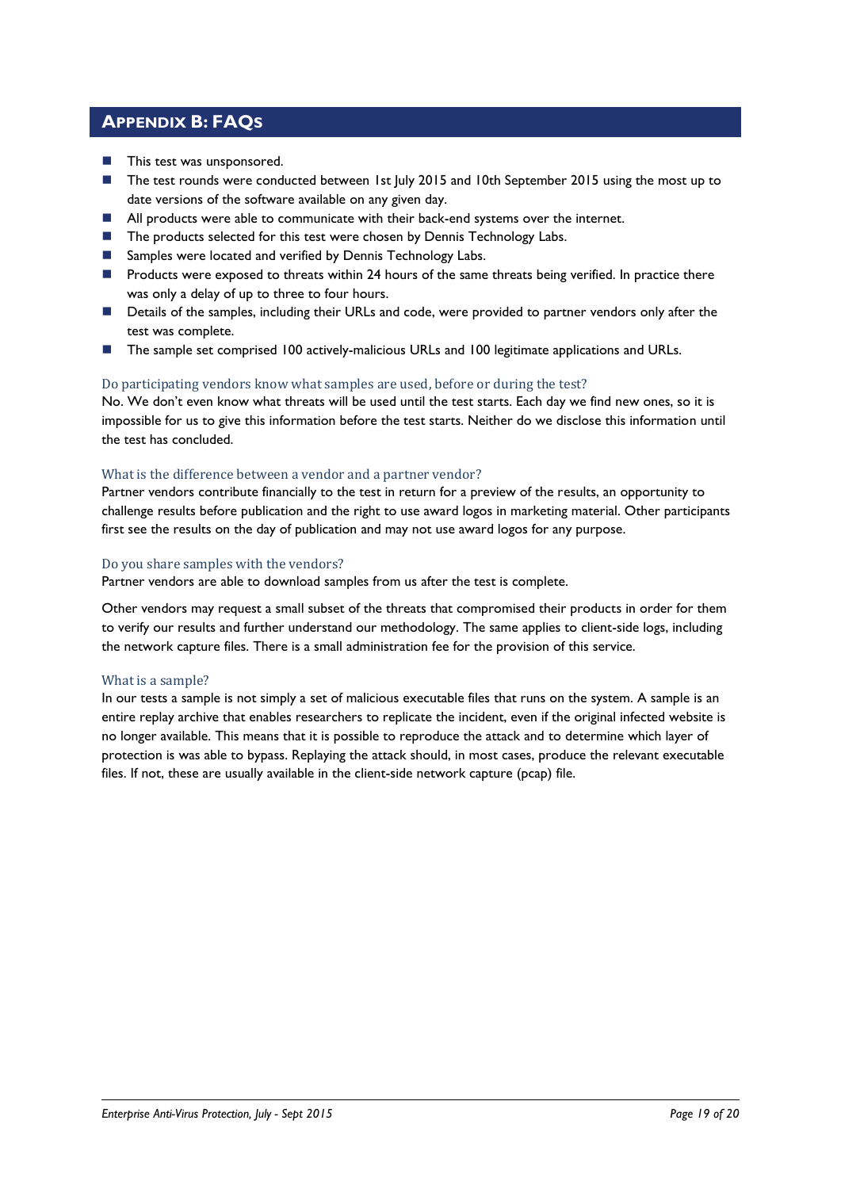# Appendix B: FAQs

- This test was unsponsored.
- The test rounds were conducted between 1st July 2015 and 10th September 2015 using the most up to date versions of the software available on any given day.
- All products were able to communicate with their back-end systems over the internet.
- The products selected for this test were chosen by Dennis Technology Labs.
- Samples were located and verified by Dennis Technology Labs.
- Products were exposed to threats within 24 hours of the same threats being verified. In practice there was only a delay of up to three to four hours.
- Details of the samples, including their URLs and code, were provided to partner vendors only after the test was complete.
- The sample set comprised 100 actively-malicious URLs and 100 legitimate applications and URLs.

### Do participating vendors know what samples are used, before or during the test?

No. We don't even know what threats will be used until the test starts. Each day we find new ones, so it is impossible for us to give this information before the test starts. Neither do we disclose this information until the test has concluded.

### What is the difference between a vendor and a partner vendor?

Partner vendors contribute financially to the test in return for a preview of the results, an opportunity to challenge results before publication and the right to use award logos in marketing material. Other participants first see the results on the day of publication and may not use award logos for any purpose.

### Do you share samples with the vendors?

Partner vendors are able to download samples from us after the test is complete.

Other vendors may request a small subset of the threats that compromised their products in order for them to verify our results and further understand our methodology. The same applies to client-side logs, including the network capture files. There is a small administration fee for the provision of this service.

### What is a sample?

In our tests a sample is not simply a set of malicious executable files that runs on the system. A sample is an entire replay archive that enables researchers to replicate the incident, even if the original infected website is no longer available. This means that it is possible to reproduce the attack and to determine which layer of protection is was able to bypass. Replaying the attack should, in most cases, produce the relevant executable files. If not, these are usually available in the client-side network capture (pcap) file.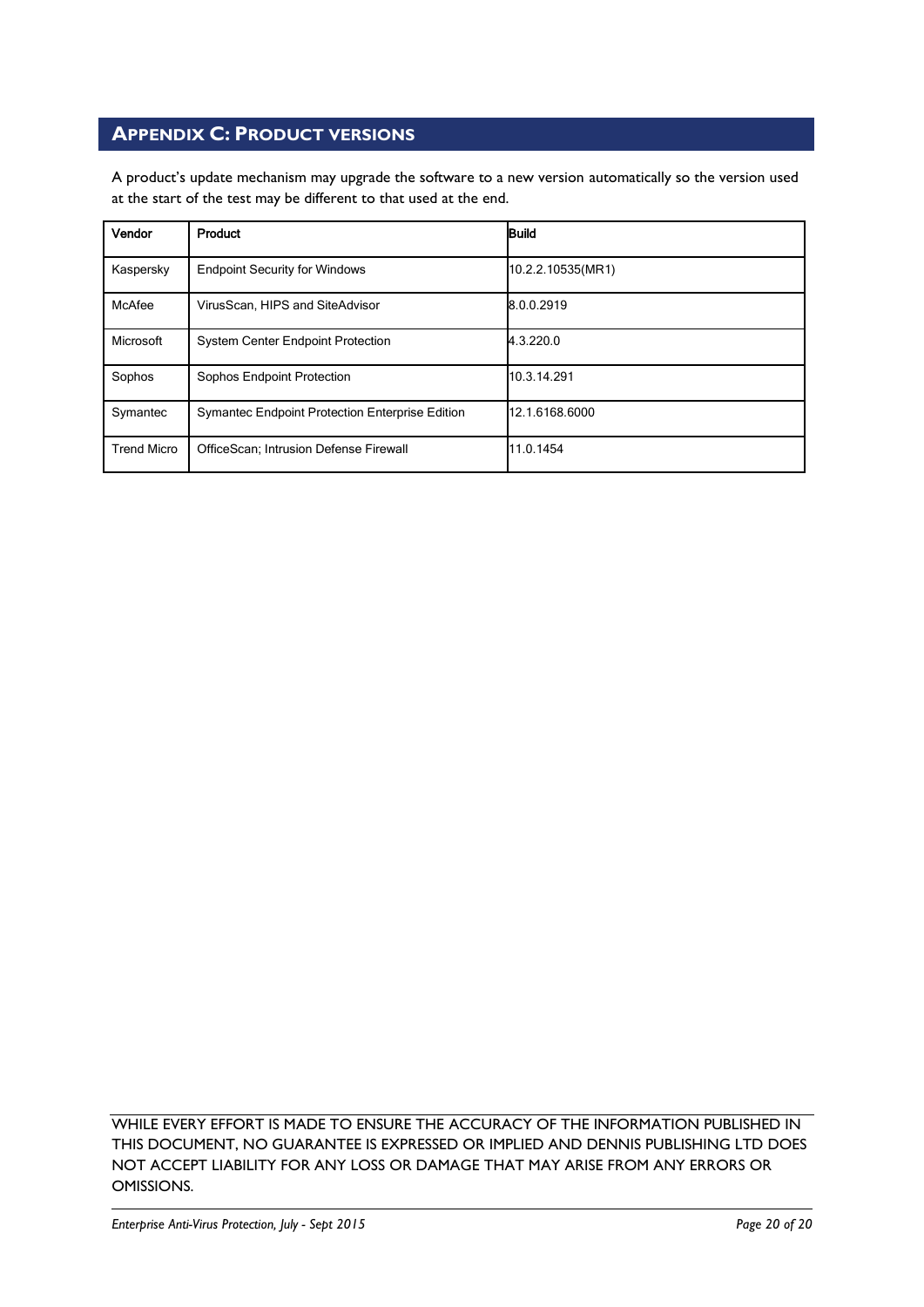# APPENDIX C: PRODUCT VERSIONS

A product's update mechanism may upgrade the software to a new version automatically so the version used at the start of the test may be different to that used at the end.

| Vendor | Product | Build |
|---|---|---|
| Kaspersky | Endpoint Security for Windows | 10.2.2.10535(MR1) |
| McAfee | VirusScan, HIPS and SiteAdvisor | 8.0.0.2919 |
| Microsoft | System Center Endpoint Protection | 4.3.220.0 |
| Sophos | Sophos Endpoint Protection | 10.3.14.291 |
| Symantec | Symantec Endpoint Protection Enterprise Edition | 12.1.6168.6000 |
| Trend Micro | OfficeScan; Intrusion Defense Firewall | 11.0.1454 |

WHILE EVERY EFFORT IS MADE TO ENSURE THE ACCURACY OF THE INFORMATION PUBLISHED IN THIS DOCUMENT, NO GUARANTEE IS EXPRESSED OR IMPLIED AND DENNIS PUBLISHING LTD DOES NOT ACCEPT LIABILITY FOR ANY LOSS OR DAMAGE THAT MAY ARISE FROM ANY ERRORS OR OMISSIONS.